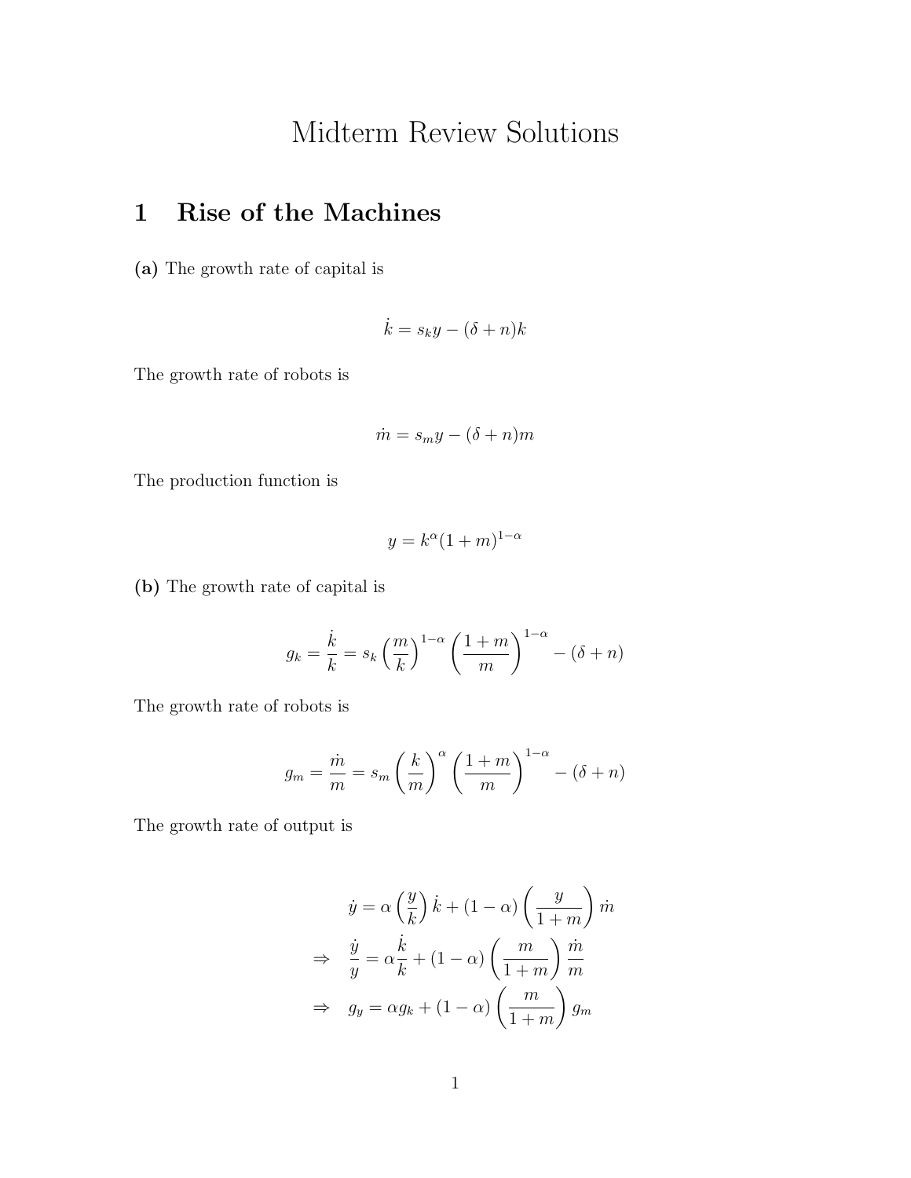# Midterm Review Solutions

## 1 Rise of the Machines

**(a)** The growth rate of capital is

$$\dot{k} = s_k y - (\delta + n)k$$

The growth rate of robots is

$$\dot{m} = s_m y - (\delta + n)m$$

The production function is

$$y = k^{\alpha}(1+m)^{1-\alpha}$$

**(b)** The growth rate of capital is

$$g_k = \frac{\dot{k}}{k} = s_k \left(\frac{m}{k}\right)^{1-\alpha} \left(\frac{1+m}{m}\right)^{1-\alpha} - (\delta + n)$$

The growth rate of robots is

$$g_m = \frac{\dot{m}}{m} = s_m \left(\frac{k}{m}\right)^{\alpha} \left(\frac{1+m}{m}\right)^{1-\alpha} - (\delta + n)$$

The growth rate of output is

$$\begin{aligned}
\dot{y} &= \alpha \left(\frac{y}{k}\right) \dot{k} + (1-\alpha)\left(\frac{y}{1+m}\right)\dot{m} \\
\Rightarrow \quad \frac{\dot{y}}{y} &= \alpha \frac{\dot{k}}{k} + (1-\alpha)\left(\frac{m}{1+m}\right)\frac{\dot{m}}{m} \\
\Rightarrow \quad g_y &= \alpha g_k + (1-\alpha)\left(\frac{m}{1+m}\right) g_m
\end{aligned}$$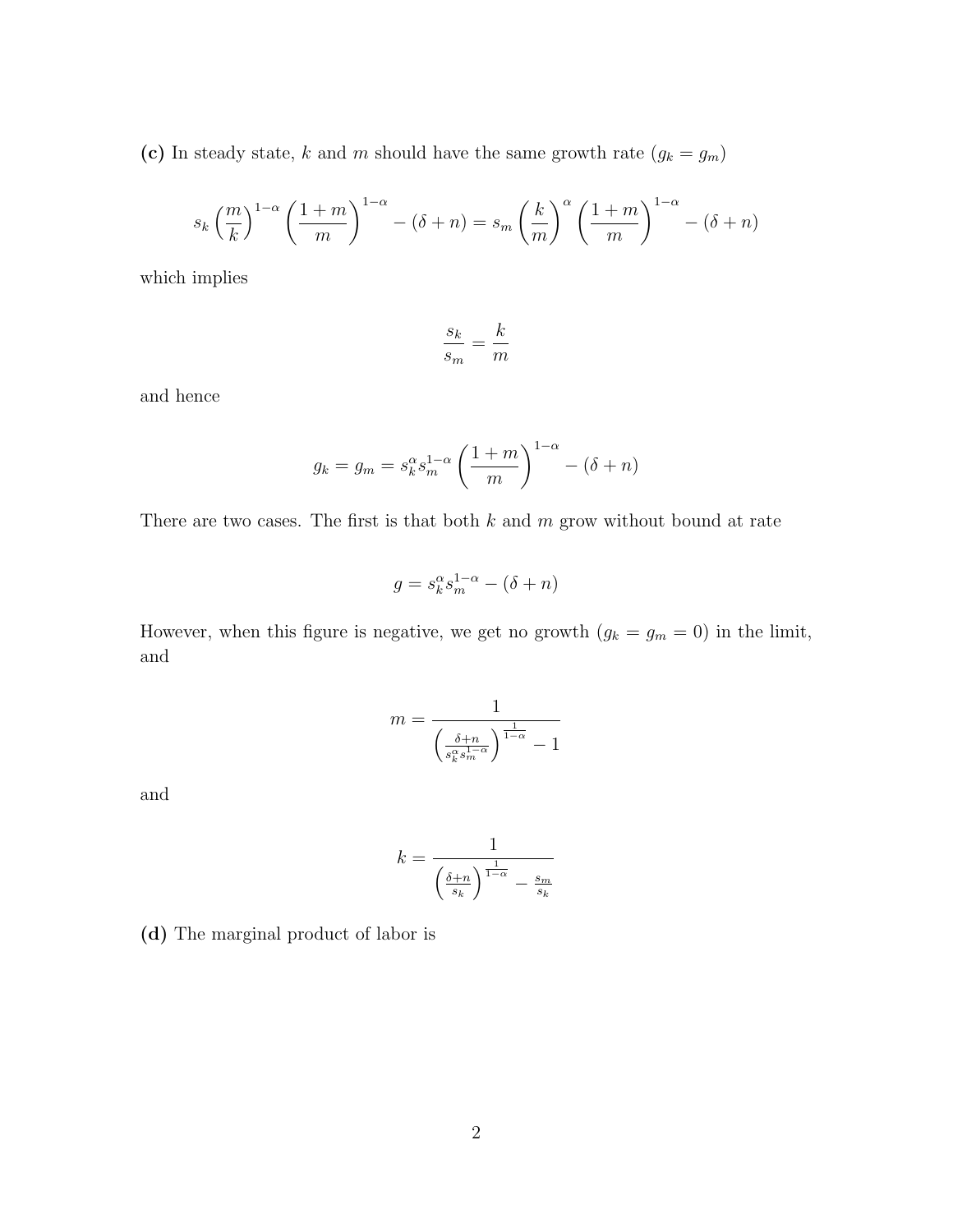**(c)** In steady state, $k$ and $m$ should have the same growth rate ($g_k = g_m$)

$$s_k \left(\frac{m}{k}\right)^{1-\alpha} \left(\frac{1+m}{m}\right)^{1-\alpha} - (\delta + n) = s_m \left(\frac{k}{m}\right)^{\alpha} \left(\frac{1+m}{m}\right)^{1-\alpha} - (\delta + n)$$

which implies

$$\frac{s_k}{s_m} = \frac{k}{m}$$

and hence

$$g_k = g_m = s_k^{\alpha} s_m^{1-\alpha} \left(\frac{1+m}{m}\right)^{1-\alpha} - (\delta + n)$$

There are two cases. The first is that both $k$ and $m$ grow without bound at rate

$$g = s_k^{\alpha} s_m^{1-\alpha} - (\delta + n)$$

However, when this figure is negative, we get no growth ($g_k = g_m = 0$) in the limit, and

$$m = \frac{1}{\left(\frac{\delta+n}{s_k^{\alpha} s_m^{1-\alpha}}\right)^{\frac{1}{1-\alpha}} - 1}$$

and

$$k = \frac{1}{\left(\frac{\delta+n}{s_k}\right)^{\frac{1}{1-\alpha}} - \frac{s_m}{s_k}}$$

**(d)** The marginal product of labor is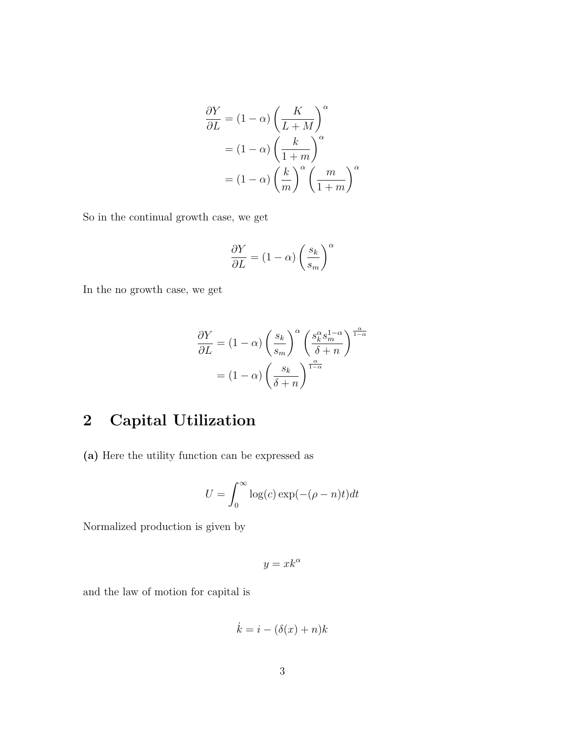$$
\begin{aligned}
\frac{\partial Y}{\partial L} &= (1-\alpha)\left(\frac{K}{L+M}\right)^{\alpha} \\
&= (1-\alpha)\left(\frac{k}{1+m}\right)^{\alpha} \\
&= (1-\alpha)\left(\frac{k}{m}\right)^{\alpha}\left(\frac{m}{1+m}\right)^{\alpha}
\end{aligned}
$$

So in the continual growth case, we get

$$
\frac{\partial Y}{\partial L} = (1-\alpha)\left(\frac{s_k}{s_m}\right)^{\alpha}
$$

In the no growth case, we get

$$
\begin{aligned}
\frac{\partial Y}{\partial L} &= (1-\alpha)\left(\frac{s_k}{s_m}\right)^{\alpha}\left(\frac{s_k^{\alpha}s_m^{1-\alpha}}{\delta+n}\right)^{\frac{\alpha}{1-\alpha}} \\
&= (1-\alpha)\left(\frac{s_k}{\delta+n}\right)^{\frac{\alpha}{1-\alpha}}
\end{aligned}
$$

## 2 Capital Utilization

**(a)** Here the utility function can be expressed as

$$
U = \int_0^{\infty} \log(c)\exp(-(\rho-n)t)dt
$$

Normalized production is given by

$$
y = xk^{\alpha}
$$

and the law of motion for capital is

$$
\dot{k} = i - (\delta(x)+n)k
$$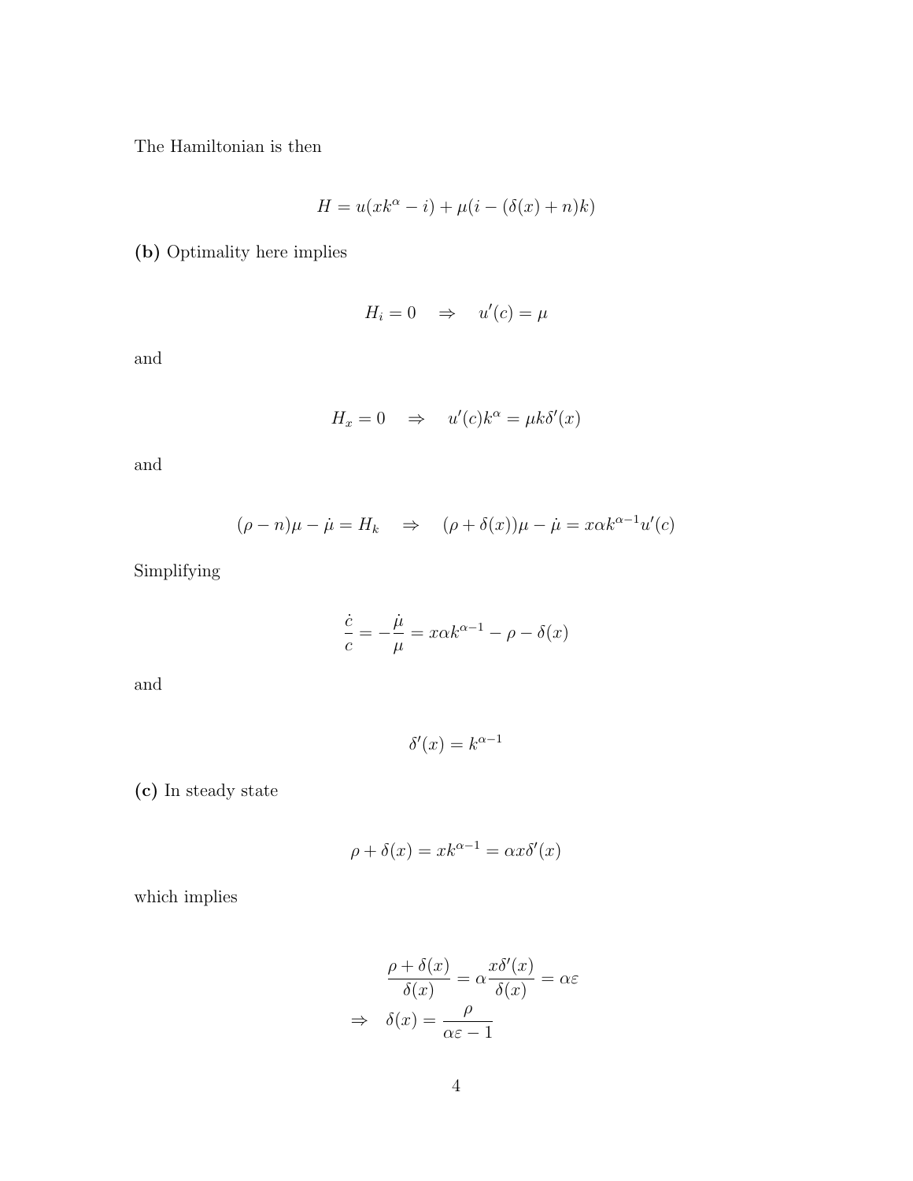The Hamiltonian is then

$$H = u(xk^{\alpha} - i) + \mu(i - (\delta(x) + n)k)$$

**(b)** Optimality here implies

$$H_i = 0 \quad \Rightarrow \quad u'(c) = \mu$$

and

$$H_x = 0 \quad \Rightarrow \quad u'(c)k^{\alpha} = \mu k \delta'(x)$$

and

$$(\rho - n)\mu - \dot{\mu} = H_k \quad \Rightarrow \quad (\rho + \delta(x))\mu - \dot{\mu} = x\alpha k^{\alpha-1}u'(c)$$

Simplifying

$$\frac{\dot{c}}{c} = -\frac{\dot{\mu}}{\mu} = x\alpha k^{\alpha-1} - \rho - \delta(x)$$

and

$$\delta'(x) = k^{\alpha-1}$$

**(c)** In steady state

$$\rho + \delta(x) = xk^{\alpha-1} = \alpha x \delta'(x)$$

which implies

$$\frac{\rho + \delta(x)}{\delta(x)} = \alpha \frac{x\delta'(x)}{\delta(x)} = \alpha\varepsilon$$

$$\Rightarrow \quad \delta(x) = \frac{\rho}{\alpha\varepsilon - 1}$$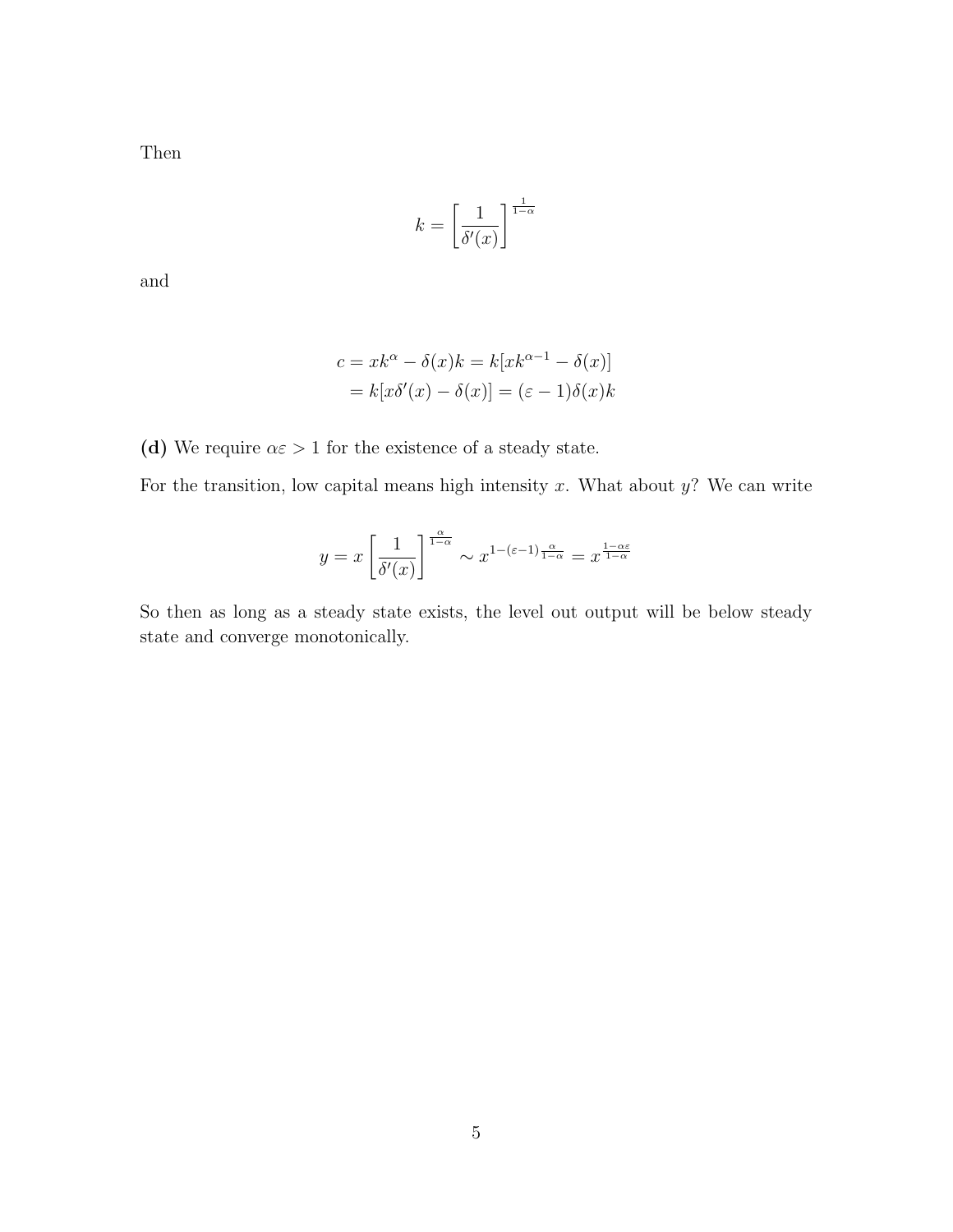Then

$$k = \left[\frac{1}{\delta'(x)}\right]^{\frac{1}{1-\alpha}}$$

and

$$\begin{aligned} c &= xk^{\alpha} - \delta(x)k = k[xk^{\alpha-1} - \delta(x)] \\ &= k[x\delta'(x) - \delta(x)] = (\varepsilon - 1)\delta(x)k \end{aligned}$$

**(d)** We require $\alpha\varepsilon > 1$ for the existence of a steady state.

For the transition, low capital means high intensity $x$. What about $y$? We can write

$$y = x\left[\frac{1}{\delta'(x)}\right]^{\frac{\alpha}{1-\alpha}} \sim x^{1-(\varepsilon-1)\frac{\alpha}{1-\alpha}} = x^{\frac{1-\alpha\varepsilon}{1-\alpha}}$$

So then as long as a steady state exists, the level out output will be below steady state and converge monotonically.